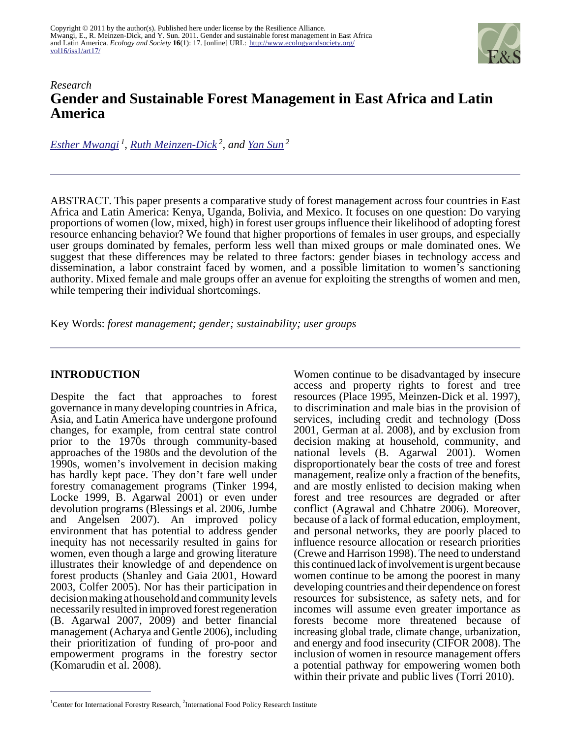Copyright © 2011 by the author(s). Published here under license by the Resilience Alliance.
Mwangi, E., R. Meinzen-Dick, and Y. Sun. 2011. Gender and sustainable forest management in East Africa and Latin America. *Ecology and Society* **16**(1): 17. [online] URL: http://www.ecologyandsociety.org/vol16/iss1/art17/

*Research*

# Gender and Sustainable Forest Management in East Africa and Latin America

*Esther Mwangi* [1], *Ruth Meinzen-Dick* [2], *and Yan Sun* [2]

ABSTRACT. This paper presents a comparative study of forest management across four countries in East Africa and Latin America: Kenya, Uganda, Bolivia, and Mexico. It focuses on one question: Do varying proportions of women (low, mixed, high) in forest user groups influence their likelihood of adopting forest resource enhancing behavior? We found that higher proportions of females in user groups, and especially user groups dominated by females, perform less well than mixed groups or male dominated ones. We suggest that these differences may be related to three factors: gender biases in technology access and dissemination, a labor constraint faced by women, and a possible limitation to women's sanctioning authority. Mixed female and male groups offer an avenue for exploiting the strengths of women and men, while tempering their individual shortcomings.

Key Words: *forest management; gender; sustainability; user groups*

## INTRODUCTION

Despite the fact that approaches to forest governance in many developing countries in Africa, Asia, and Latin America have undergone profound changes, for example, from central state control prior to the 1970s through community-based approaches of the 1980s and the devolution of the 1990s, women's involvement in decision making has hardly kept pace. They don't fare well under forestry comanagement programs (Tinker 1994, Locke 1999, B. Agarwal 2001) or even under devolution programs (Blessings et al. 2006, Jumbe and Angelsen 2007). An improved policy environment that has potential to address gender inequity has not necessarily resulted in gains for women, even though a large and growing literature illustrates their knowledge of and dependence on forest products (Shanley and Gaia 2001, Howard 2003, Colfer 2005). Nor has their participation in decision making at household and community levels necessarily resulted in improved forest regeneration (B. Agarwal 2007, 2009) and better financial management (Acharya and Gentle 2006), including their prioritization of funding of pro-poor and empowerment programs in the forestry sector (Komarudin et al. 2008).

Women continue to be disadvantaged by insecure access and property rights to forest and tree resources (Place 1995, Meinzen-Dick et al. 1997), to discrimination and male bias in the provision of services, including credit and technology (Doss 2001, German at al. 2008), and by exclusion from decision making at household, community, and national levels (B. Agarwal 2001). Women disproportionately bear the costs of tree and forest management, realize only a fraction of the benefits, and are mostly enlisted to decision making when forest and tree resources are degraded or after conflict (Agrawal and Chhatre 2006). Moreover, because of a lack of formal education, employment, and personal networks, they are poorly placed to influence resource allocation or research priorities (Crewe and Harrison 1998). The need to understand this continued lack of involvement is urgent because women continue to be among the poorest in many developing countries and their dependence on forest resources for subsistence, as safety nets, and for incomes will assume even greater importance as forests become more threatened because of increasing global trade, climate change, urbanization, and energy and food insecurity (CIFOR 2008). The inclusion of women in resource management offers a potential pathway for empowering women both within their private and public lives (Torri 2010).

[1]Center for International Forestry Research, [2]International Food Policy Research Institute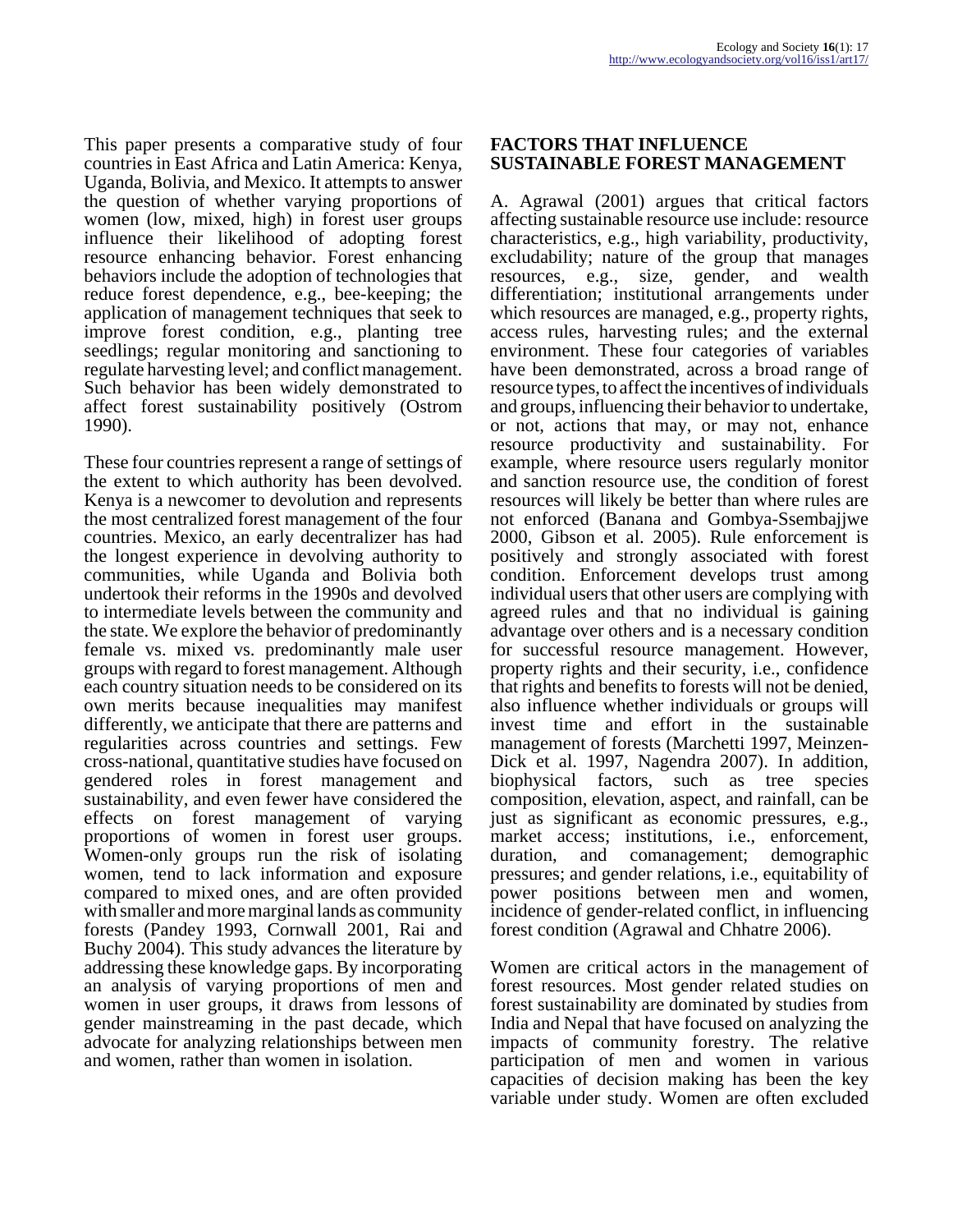This paper presents a comparative study of four countries in East Africa and Latin America: Kenya, Uganda, Bolivia, and Mexico. It attempts to answer the question of whether varying proportions of women (low, mixed, high) in forest user groups influence their likelihood of adopting forest resource enhancing behavior. Forest enhancing behaviors include the adoption of technologies that reduce forest dependence, e.g., bee-keeping; the application of management techniques that seek to improve forest condition, e.g., planting tree seedlings; regular monitoring and sanctioning to regulate harvesting level; and conflict management. Such behavior has been widely demonstrated to affect forest sustainability positively (Ostrom 1990).

These four countries represent a range of settings of the extent to which authority has been devolved. Kenya is a newcomer to devolution and represents the most centralized forest management of the four countries. Mexico, an early decentralizer has had the longest experience in devolving authority to communities, while Uganda and Bolivia both undertook their reforms in the 1990s and devolved to intermediate levels between the community and the state. We explore the behavior of predominantly female vs. mixed vs. predominantly male user groups with regard to forest management. Although each country situation needs to be considered on its own merits because inequalities may manifest differently, we anticipate that there are patterns and regularities across countries and settings. Few cross-national, quantitative studies have focused on gendered roles in forest management and sustainability, and even fewer have considered the effects on forest management of varying proportions of women in forest user groups. Women-only groups run the risk of isolating women, tend to lack information and exposure compared to mixed ones, and are often provided with smaller and more marginal lands as community forests (Pandey 1993, Cornwall 2001, Rai and Buchy 2004). This study advances the literature by addressing these knowledge gaps. By incorporating an analysis of varying proportions of men and women in user groups, it draws from lessons of gender mainstreaming in the past decade, which advocate for analyzing relationships between men and women, rather than women in isolation.

## FACTORS THAT INFLUENCE SUSTAINABLE FOREST MANAGEMENT

A. Agrawal (2001) argues that critical factors affecting sustainable resource use include: resource characteristics, e.g., high variability, productivity, excludability; nature of the group that manages resources, e.g., size, gender, and wealth differentiation; institutional arrangements under which resources are managed, e.g., property rights, access rules, harvesting rules; and the external environment. These four categories of variables have been demonstrated, across a broad range of resource types, to affect the incentives of individuals and groups, influencing their behavior to undertake, or not, actions that may, or may not, enhance resource productivity and sustainability. For example, where resource users regularly monitor and sanction resource use, the condition of forest resources will likely be better than where rules are not enforced (Banana and Gombya-Ssembajjwe 2000, Gibson et al. 2005). Rule enforcement is positively and strongly associated with forest condition. Enforcement develops trust among individual users that other users are complying with agreed rules and that no individual is gaining advantage over others and is a necessary condition for successful resource management. However, property rights and their security, i.e., confidence that rights and benefits to forests will not be denied, also influence whether individuals or groups will invest time and effort in the sustainable management of forests (Marchetti 1997, Meinzen-Dick et al. 1997, Nagendra 2007). In addition, biophysical factors, such as tree species composition, elevation, aspect, and rainfall, can be just as significant as economic pressures, e.g., market access; institutions, i.e., enforcement, duration, and comanagement; demographic pressures; and gender relations, i.e., equitability of power positions between men and women, incidence of gender-related conflict, in influencing forest condition (Agrawal and Chhatre 2006).

Women are critical actors in the management of forest resources. Most gender related studies on forest sustainability are dominated by studies from India and Nepal that have focused on analyzing the impacts of community forestry. The relative participation of men and women in various capacities of decision making has been the key variable under study. Women are often excluded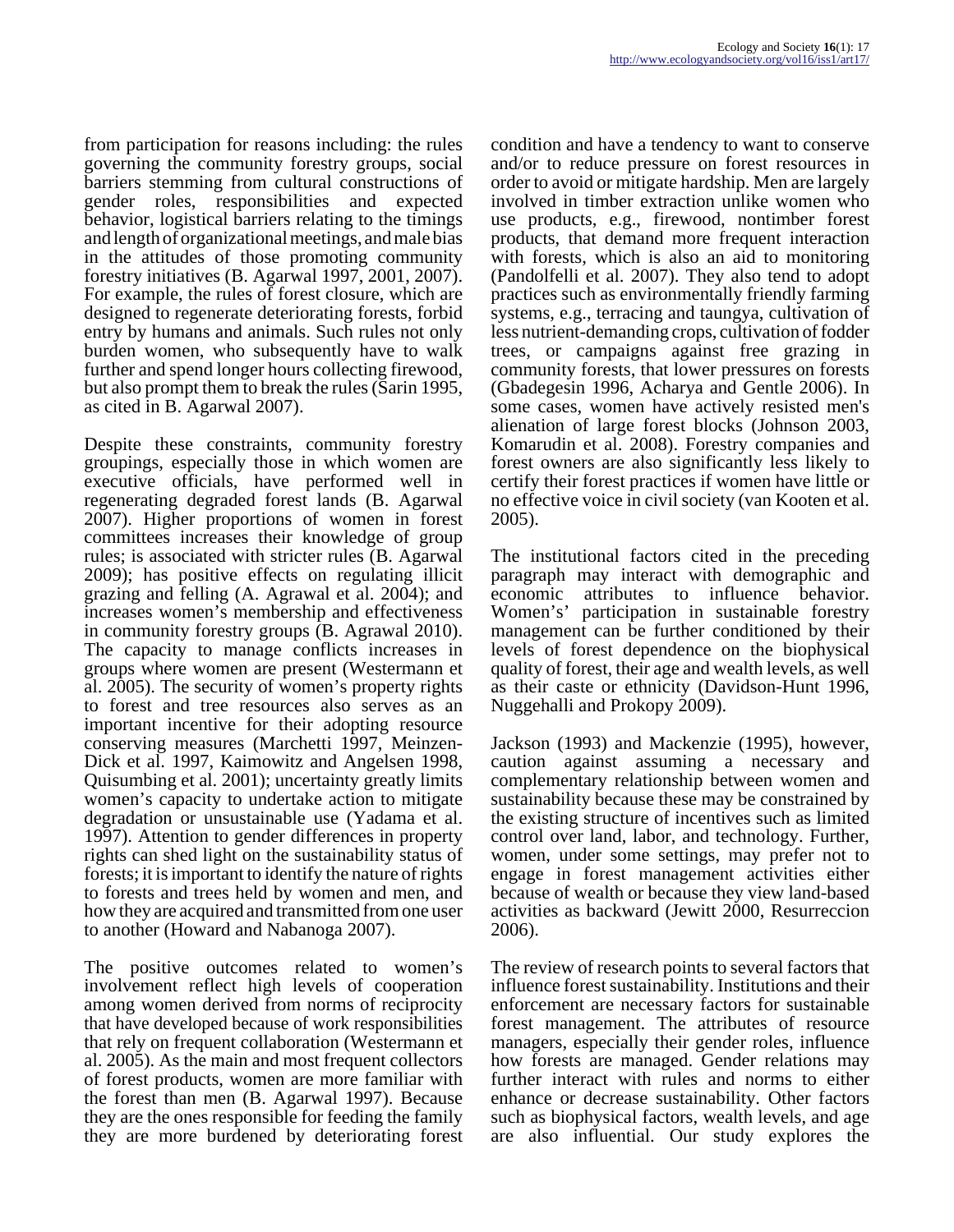from participation for reasons including: the rules governing the community forestry groups, social barriers stemming from cultural constructions of gender roles, responsibilities and expected behavior, logistical barriers relating to the timings and length of organizational meetings, and male bias in the attitudes of those promoting community forestry initiatives (B. Agarwal 1997, 2001, 2007). For example, the rules of forest closure, which are designed to regenerate deteriorating forests, forbid entry by humans and animals. Such rules not only burden women, who subsequently have to walk further and spend longer hours collecting firewood, but also prompt them to break the rules (Sarin 1995, as cited in B. Agarwal 2007).

Despite these constraints, community forestry groupings, especially those in which women are executive officials, have performed well in regenerating degraded forest lands (B. Agarwal 2007). Higher proportions of women in forest committees increases their knowledge of group rules; is associated with stricter rules (B. Agarwal 2009); has positive effects on regulating illicit grazing and felling (A. Agrawal et al. 2004); and increases women's membership and effectiveness in community forestry groups (B. Agrawal 2010). The capacity to manage conflicts increases in groups where women are present (Westermann et al. 2005). The security of women's property rights to forest and tree resources also serves as an important incentive for their adopting resource conserving measures (Marchetti 1997, Meinzen-Dick et al. 1997, Kaimowitz and Angelsen 1998, Quisumbing et al. 2001); uncertainty greatly limits women's capacity to undertake action to mitigate degradation or unsustainable use (Yadama et al. 1997). Attention to gender differences in property rights can shed light on the sustainability status of forests; it is important to identify the nature of rights to forests and trees held by women and men, and how they are acquired and transmitted from one user to another (Howard and Nabanoga 2007).

The positive outcomes related to women's involvement reflect high levels of cooperation among women derived from norms of reciprocity that have developed because of work responsibilities that rely on frequent collaboration (Westermann et al. 2005). As the main and most frequent collectors of forest products, women are more familiar with the forest than men (B. Agarwal 1997). Because they are the ones responsible for feeding the family they are more burdened by deteriorating forest condition and have a tendency to want to conserve and/or to reduce pressure on forest resources in order to avoid or mitigate hardship. Men are largely involved in timber extraction unlike women who use products, e.g., firewood, nontimber forest products, that demand more frequent interaction with forests, which is also an aid to monitoring (Pandolfelli et al. 2007). They also tend to adopt practices such as environmentally friendly farming systems, e.g., terracing and taungya, cultivation of less nutrient-demanding crops, cultivation of fodder trees, or campaigns against free grazing in community forests, that lower pressures on forests (Gbadegesin 1996, Acharya and Gentle 2006). In some cases, women have actively resisted men's alienation of large forest blocks (Johnson 2003, Komarudin et al. 2008). Forestry companies and forest owners are also significantly less likely to certify their forest practices if women have little or no effective voice in civil society (van Kooten et al. 2005).

The institutional factors cited in the preceding paragraph may interact with demographic and economic attributes to influence behavior. Women's' participation in sustainable forestry management can be further conditioned by their levels of forest dependence on the biophysical quality of forest, their age and wealth levels, as well as their caste or ethnicity (Davidson-Hunt 1996, Nuggehalli and Prokopy 2009).

Jackson (1993) and Mackenzie (1995), however, caution against assuming a necessary and complementary relationship between women and sustainability because these may be constrained by the existing structure of incentives such as limited control over land, labor, and technology. Further, women, under some settings, may prefer not to engage in forest management activities either because of wealth or because they view land-based activities as backward (Jewitt 2000, Resurreccion 2006).

The review of research points to several factors that influence forest sustainability. Institutions and their enforcement are necessary factors for sustainable forest management. The attributes of resource managers, especially their gender roles, influence how forests are managed. Gender relations may further interact with rules and norms to either enhance or decrease sustainability. Other factors such as biophysical factors, wealth levels, and age are also influential. Our study explores the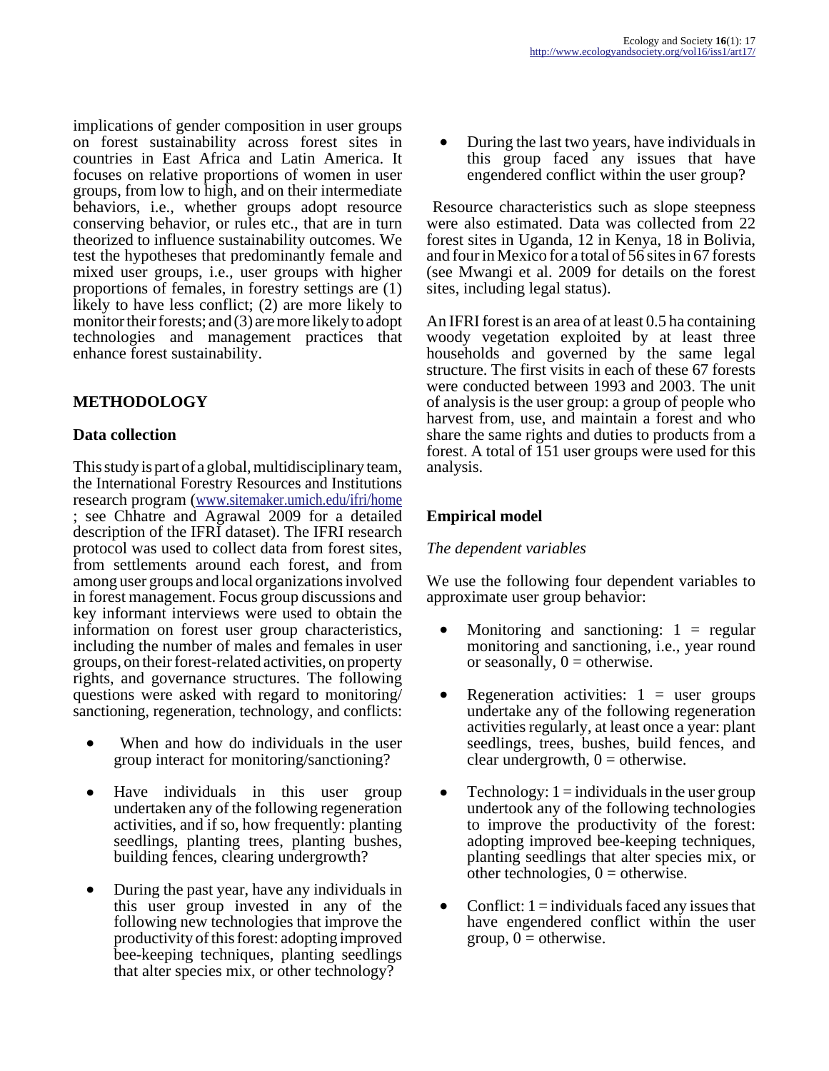implications of gender composition in user groups on forest sustainability across forest sites in countries in East Africa and Latin America. It focuses on relative proportions of women in user groups, from low to high, and on their intermediate behaviors, i.e., whether groups adopt resource conserving behavior, or rules etc., that are in turn theorized to influence sustainability outcomes. We test the hypotheses that predominantly female and mixed user groups, i.e., user groups with higher proportions of females, in forestry settings are (1) likely to have less conflict; (2) are more likely to monitor their forests; and (3) are more likely to adopt technologies and management practices that enhance forest sustainability.

## METHODOLOGY

### Data collection

This study is part of a global, multidisciplinary team, the International Forestry Resources and Institutions research program (www.sitemaker.umich.edu/ifri/home ; see Chhatre and Agrawal 2009 for a detailed description of the IFRI dataset). The IFRI research protocol was used to collect data from forest sites, from settlements around each forest, and from among user groups and local organizations involved in forest management. Focus group discussions and key informant interviews were used to obtain the information on forest user group characteristics, including the number of males and females in user groups, on their forest-related activities, on property rights, and governance structures. The following questions were asked with regard to monitoring/sanctioning, regeneration, technology, and conflicts:

- When and how do individuals in the user group interact for monitoring/sanctioning?
- Have individuals in this user group undertaken any of the following regeneration activities, and if so, how frequently: planting seedlings, planting trees, planting bushes, building fences, clearing undergrowth?
- During the past year, have any individuals in this user group invested in any of the following new technologies that improve the productivity of this forest: adopting improved bee-keeping techniques, planting seedlings that alter species mix, or other technology?
- During the last two years, have individuals in this group faced any issues that have engendered conflict within the user group?

Resource characteristics such as slope steepness were also estimated. Data was collected from 22 forest sites in Uganda, 12 in Kenya, 18 in Bolivia, and four in Mexico for a total of 56 sites in 67 forests (see Mwangi et al. 2009 for details on the forest sites, including legal status).

An IFRI forest is an area of at least 0.5 ha containing woody vegetation exploited by at least three households and governed by the same legal structure. The first visits in each of these 67 forests were conducted between 1993 and 2003. The unit of analysis is the user group: a group of people who harvest from, use, and maintain a forest and who share the same rights and duties to products from a forest. A total of 151 user groups were used for this analysis.

### Empirical model

*The dependent variables*

We use the following four dependent variables to approximate user group behavior:

- Monitoring and sanctioning: 1 = regular monitoring and sanctioning, i.e., year round or seasonally, 0 = otherwise.
- Regeneration activities: 1 = user groups undertake any of the following regeneration activities regularly, at least once a year: plant seedlings, trees, bushes, build fences, and clear undergrowth, 0 = otherwise.
- Technology: 1 = individuals in the user group undertook any of the following technologies to improve the productivity of the forest: adopting improved bee-keeping techniques, planting seedlings that alter species mix, or other technologies, 0 = otherwise.
- Conflict: 1 = individuals faced any issues that have engendered conflict within the user group, 0 = otherwise.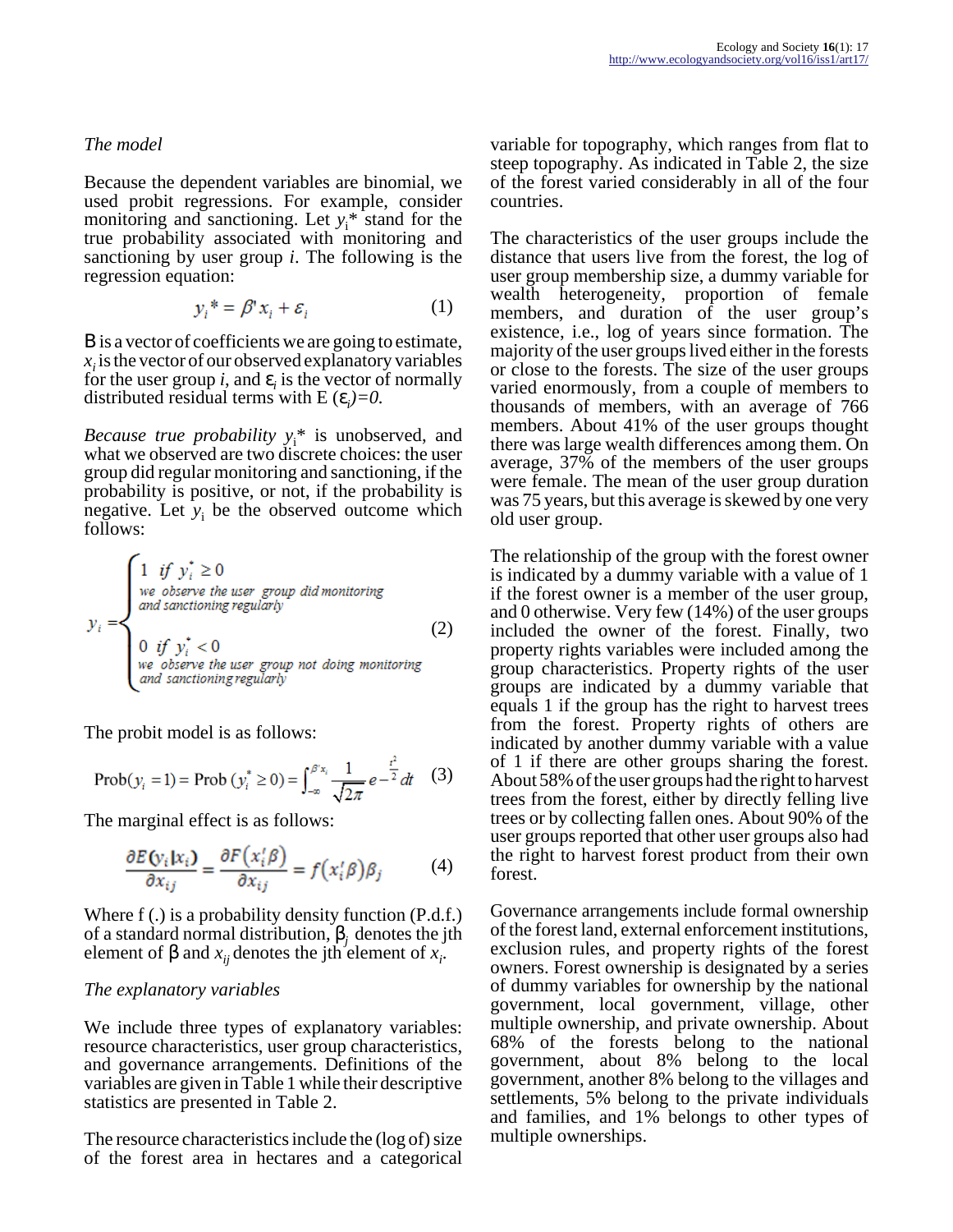*The model*

Because the dependent variables are binomial, we used probit regressions. For example, consider monitoring and sanctioning. Let $y_i$* stand for the true probability associated with monitoring and sanctioning by user group *i*. The following is the regression equation:

$$y_i^* = \beta' x_i + \varepsilon_i \tag{1}$$

Β is a vector of coefficients we are going to estimate, $x_i$ is the vector of our observed explanatory variables for the user group *i*, and $\varepsilon_i$ is the vector of normally distributed residual terms with $E(\varepsilon_i)=0$.

*Because true probability* $y_i$* is unobserved, and what we observed are two discrete choices: the user group did regular monitoring and sanctioning, if the probability is positive, or not, if the probability is negative. Let $y_i$ be the observed outcome which follows:

$$y_i = \begin{cases} 1 \ \ if \ y_i^* \geq 0 \\ \text{we observe the user group did monitoring and sanctioning regularly} \\ 0 \ \ if \ y_i^* < 0 \\ \text{we observe the user group not doing monitoring and sanctioning regularly} \end{cases} \tag{2}$$

The probit model is as follows:

$$\text{Prob}(y_i = 1) = \text{Prob}(y_i^* \geq 0) = \int_{-\infty}^{\beta' x_i} \frac{1}{\sqrt{2\pi}} e^{-\frac{t^2}{2}} dt \tag{3}$$

The marginal effect is as follows:

$$\frac{\partial E(y_i|x_i)}{\partial x_{ij}} = \frac{\partial F(x_i'\beta)}{\partial x_{ij}} = f(x_i'\beta)\beta_j \tag{4}$$

Where f (.) is a probability density function (P.d.f.) of a standard normal distribution, $\beta_j$ denotes the jth element of β and $x_{ij}$ denotes the jth element of $x_i$.

*The explanatory variables*

We include three types of explanatory variables: resource characteristics, user group characteristics, and governance arrangements. Definitions of the variables are given in Table 1 while their descriptive statistics are presented in Table 2.

The resource characteristics include the (log of) size of the forest area in hectares and a categorical variable for topography, which ranges from flat to steep topography. As indicated in Table 2, the size of the forest varied considerably in all of the four countries.

The characteristics of the user groups include the distance that users live from the forest, the log of user group membership size, a dummy variable for wealth heterogeneity, proportion of female members, and duration of the user group's existence, i.e., log of years since formation. The majority of the user groups lived either in the forests or close to the forests. The size of the user groups varied enormously, from a couple of members to thousands of members, with an average of 766 members. About 41% of the user groups thought there was large wealth differences among them. On average, 37% of the members of the user groups were female. The mean of the user group duration was 75 years, but this average is skewed by one very old user group.

The relationship of the group with the forest owner is indicated by a dummy variable with a value of 1 if the forest owner is a member of the user group, and 0 otherwise. Very few (14%) of the user groups included the owner of the forest. Finally, two property rights variables were included among the group characteristics. Property rights of the user groups are indicated by a dummy variable that equals 1 if the group has the right to harvest trees from the forest. Property rights of others are indicated by another dummy variable with a value of 1 if there are other groups sharing the forest. About 58% of the user groups had the right to harvest trees from the forest, either by directly felling live trees or by collecting fallen ones. About 90% of the user groups reported that other user groups also had the right to harvest forest product from their own forest.

Governance arrangements include formal ownership of the forest land, external enforcement institutions, exclusion rules, and property rights of the forest owners. Forest ownership is designated by a series of dummy variables for ownership by the national government, local government, village, other multiple ownership, and private ownership. About 68% of the forests belong to the national government, about 8% belong to the local government, another 8% belong to the villages and settlements, 5% belong to the private individuals and families, and 1% belongs to other types of multiple ownerships.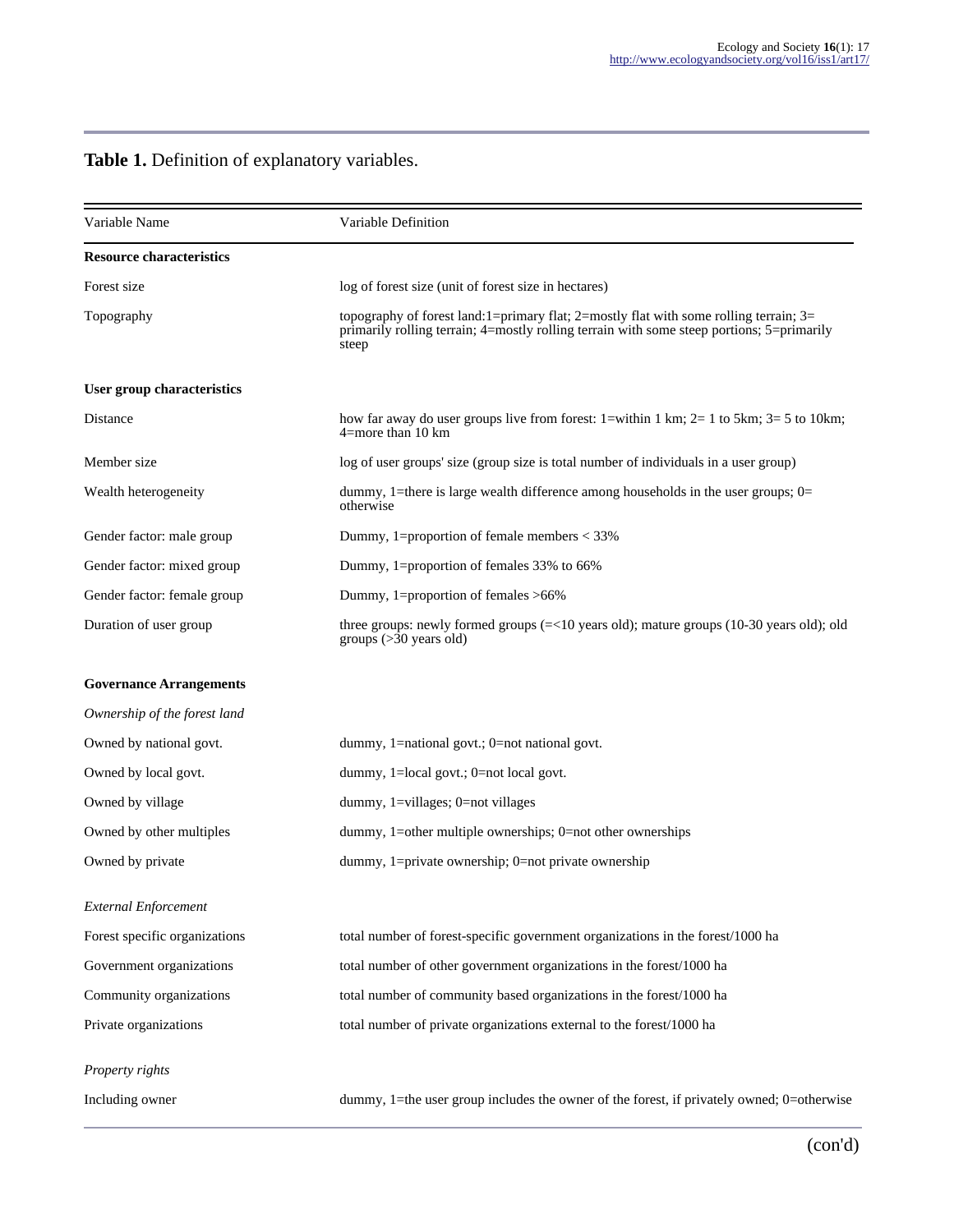**Table 1.** Definition of explanatory variables.

| Variable Name | Variable Definition |
|---|---|
| **Resource characteristics** | |
| Forest size | log of forest size (unit of forest size in hectares) |
| Topography | topography of forest land:1=primary flat; 2=mostly flat with some rolling terrain; 3= primarily rolling terrain; 4=mostly rolling terrain with some steep portions; 5=primarily steep |
| **User group characteristics** | |
| Distance | how far away do user groups live from forest: 1=within 1 km; 2= 1 to 5km; 3= 5 to 10km; 4=more than 10 km |
| Member size | log of user groups' size (group size is total number of individuals in a user group) |
| Wealth heterogeneity | dummy, 1=there is large wealth difference among households in the user groups; 0= otherwise |
| Gender factor: male group | Dummy, 1=proportion of female members < 33% |
| Gender factor: mixed group | Dummy, 1=proportion of females 33% to 66% |
| Gender factor: female group | Dummy, 1=proportion of females >66% |
| Duration of user group | three groups: newly formed groups (=<10 years old); mature groups (10-30 years old); old groups (>30 years old) |
| **Governance Arrangements** | |
| *Ownership of the forest land* | |
| Owned by national govt. | dummy, 1=national govt.; 0=not national govt. |
| Owned by local govt. | dummy, 1=local govt.; 0=not local govt. |
| Owned by village | dummy, 1=villages; 0=not villages |
| Owned by other multiples | dummy, 1=other multiple ownerships; 0=not other ownerships |
| Owned by private | dummy, 1=private ownership; 0=not private ownership |
| *External Enforcement* | |
| Forest specific organizations | total number of forest-specific government organizations in the forest/1000 ha |
| Government organizations | total number of other government organizations in the forest/1000 ha |
| Community organizations | total number of community based organizations in the forest/1000 ha |
| Private organizations | total number of private organizations external to the forest/1000 ha |
| *Property rights* | |
| Including owner | dummy, 1=the user group includes the owner of the forest, if privately owned; 0=otherwise |

(con'd)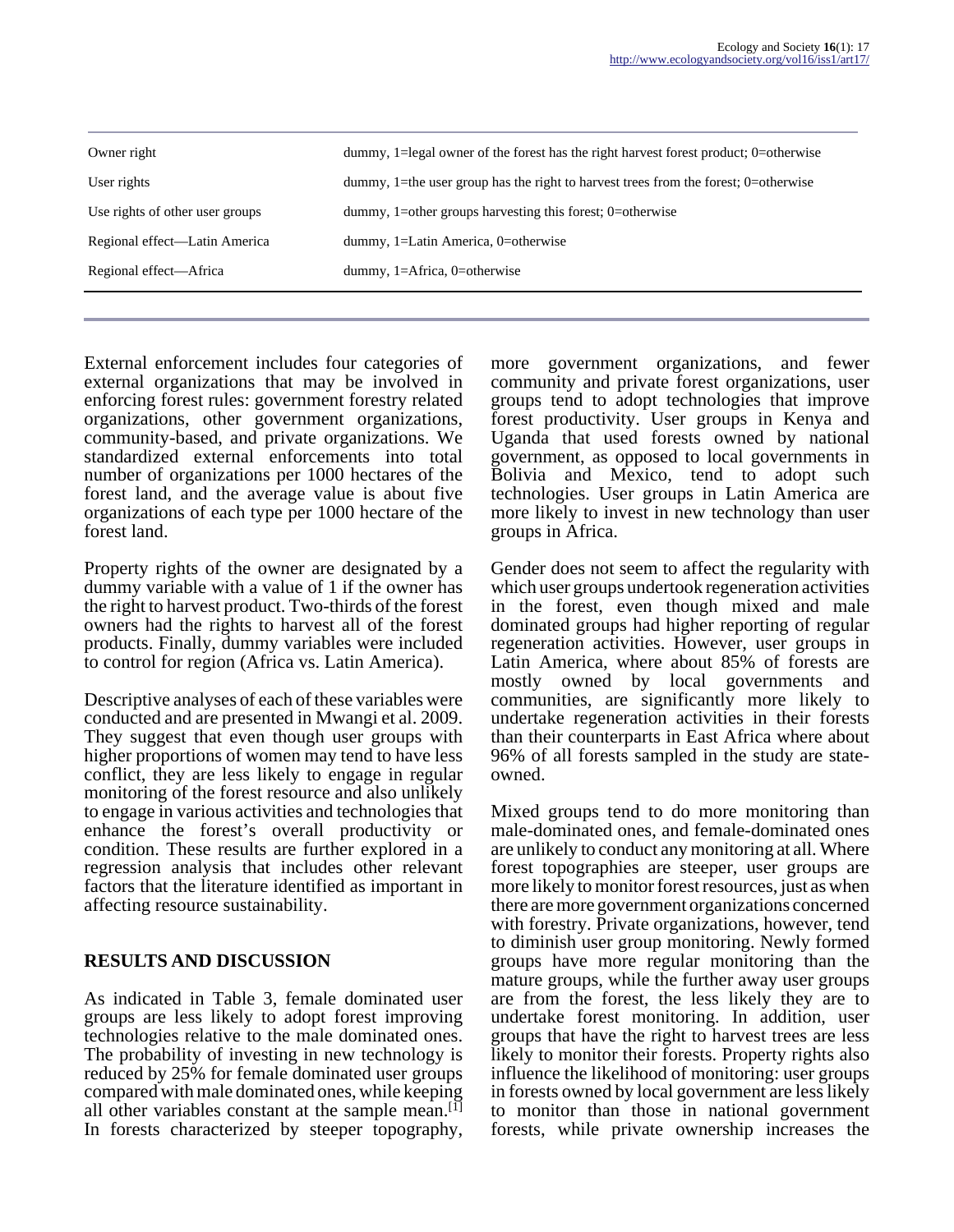| | |
|---|---|
| Owner right | dummy, 1=legal owner of the forest has the right harvest forest product; 0=otherwise |
| User rights | dummy, 1=the user group has the right to harvest trees from the forest; 0=otherwise |
| Use rights of other user groups | dummy, 1=other groups harvesting this forest; 0=otherwise |
| Regional effect—Latin America | dummy, 1=Latin America, 0=otherwise |
| Regional effect—Africa | dummy, 1=Africa, 0=otherwise |

External enforcement includes four categories of external organizations that may be involved in enforcing forest rules: government forestry related organizations, other government organizations, community-based, and private organizations. We standardized external enforcements into total number of organizations per 1000 hectares of the forest land, and the average value is about five organizations of each type per 1000 hectare of the forest land.

Property rights of the owner are designated by a dummy variable with a value of 1 if the owner has the right to harvest product. Two-thirds of the forest owners had the rights to harvest all of the forest products. Finally, dummy variables were included to control for region (Africa vs. Latin America).

Descriptive analyses of each of these variables were conducted and are presented in Mwangi et al. 2009. They suggest that even though user groups with higher proportions of women may tend to have less conflict, they are less likely to engage in regular monitoring of the forest resource and also unlikely to engage in various activities and technologies that enhance the forest's overall productivity or condition. These results are further explored in a regression analysis that includes other relevant factors that the literature identified as important in affecting resource sustainability.

## RESULTS AND DISCUSSION

As indicated in Table 3, female dominated user groups are less likely to adopt forest improving technologies relative to the male dominated ones. The probability of investing in new technology is reduced by 25% for female dominated user groups compared with male dominated ones, while keeping all other variables constant at the sample mean.[1] In forests characterized by steeper topography, more government organizations, and fewer community and private forest organizations, user groups tend to adopt technologies that improve forest productivity. User groups in Kenya and Uganda that used forests owned by national government, as opposed to local governments in Bolivia and Mexico, tend to adopt such technologies. User groups in Latin America are more likely to invest in new technology than user groups in Africa.

Gender does not seem to affect the regularity with which user groups undertook regeneration activities in the forest, even though mixed and male dominated groups had higher reporting of regular regeneration activities. However, user groups in Latin America, where about 85% of forests are mostly owned by local governments and communities, are significantly more likely to undertake regeneration activities in their forests than their counterparts in East Africa where about 96% of all forests sampled in the study are state-owned.

Mixed groups tend to do more monitoring than male-dominated ones, and female-dominated ones are unlikely to conduct any monitoring at all. Where forest topographies are steeper, user groups are more likely to monitor forest resources, just as when there are more government organizations concerned with forestry. Private organizations, however, tend to diminish user group monitoring. Newly formed groups have more regular monitoring than the mature groups, while the further away user groups are from the forest, the less likely they are to undertake forest monitoring. In addition, user groups that have the right to harvest trees are less likely to monitor their forests. Property rights also influence the likelihood of monitoring: user groups in forests owned by local government are less likely to monitor than those in national government forests, while private ownership increases the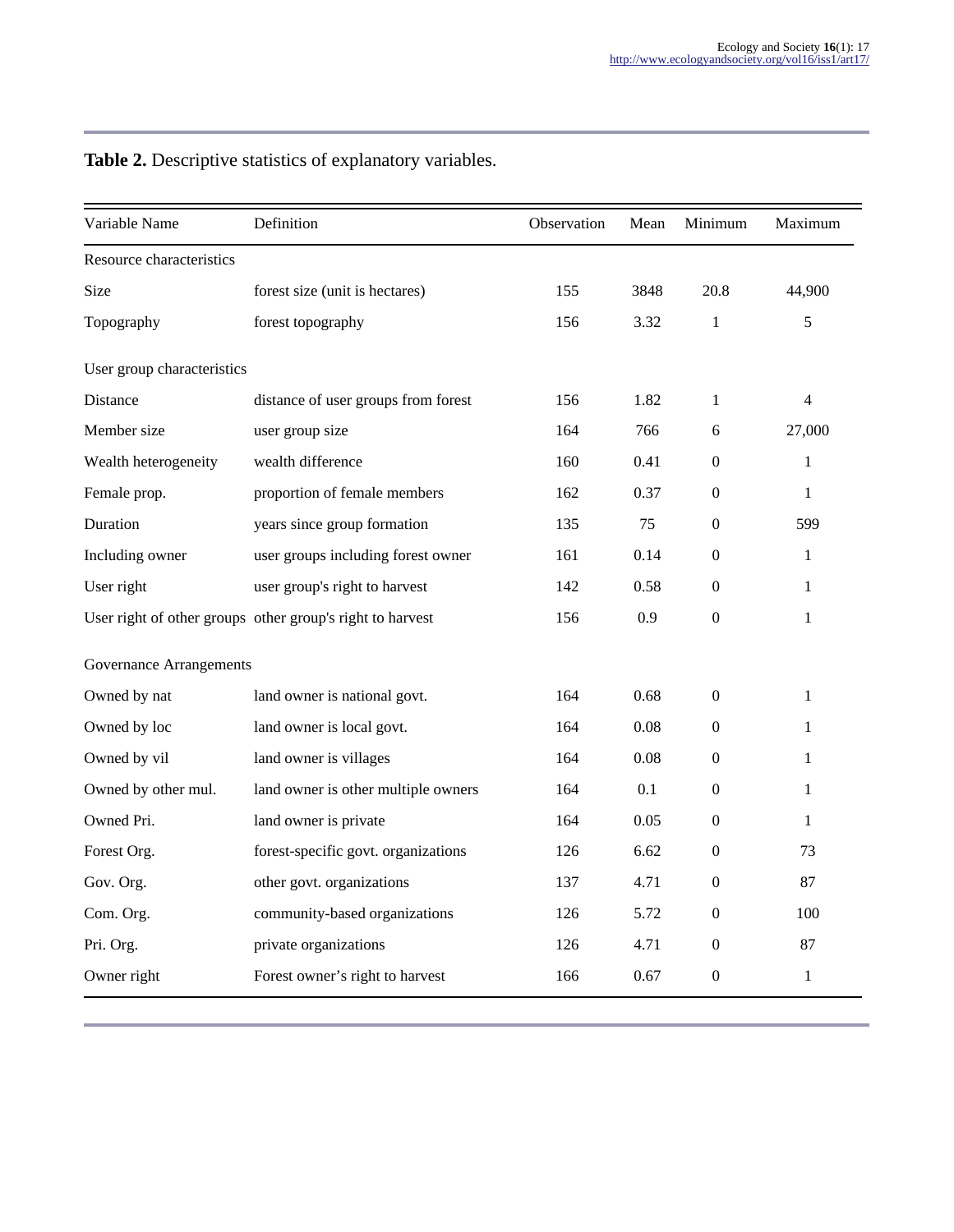**Table 2.** Descriptive statistics of explanatory variables.

| Variable Name | Definition | Observation | Mean | Minimum | Maximum |
|---|---|---|---|---|---|
| Resource characteristics | | | | | |
| Size | forest size (unit is hectares) | 155 | 3848 | 20.8 | 44,900 |
| Topography | forest topography | 156 | 3.32 | 1 | 5 |
| User group characteristics | | | | | |
| Distance | distance of user groups from forest | 156 | 1.82 | 1 | 4 |
| Member size | user group size | 164 | 766 | 6 | 27,000 |
| Wealth heterogeneity | wealth difference | 160 | 0.41 | 0 | 1 |
| Female prop. | proportion of female members | 162 | 0.37 | 0 | 1 |
| Duration | years since group formation | 135 | 75 | 0 | 599 |
| Including owner | user groups including forest owner | 161 | 0.14 | 0 | 1 |
| User right | user group's right to harvest | 142 | 0.58 | 0 | 1 |
| User right of other groups | other group's right to harvest | 156 | 0.9 | 0 | 1 |
| Governance Arrangements | | | | | |
| Owned by nat | land owner is national govt. | 164 | 0.68 | 0 | 1 |
| Owned by loc | land owner is local govt. | 164 | 0.08 | 0 | 1 |
| Owned by vil | land owner is villages | 164 | 0.08 | 0 | 1 |
| Owned by other mul. | land owner is other multiple owners | 164 | 0.1 | 0 | 1 |
| Owned Pri. | land owner is private | 164 | 0.05 | 0 | 1 |
| Forest Org. | forest-specific govt. organizations | 126 | 6.62 | 0 | 73 |
| Gov. Org. | other govt. organizations | 137 | 4.71 | 0 | 87 |
| Com. Org. | community-based organizations | 126 | 5.72 | 0 | 100 |
| Pri. Org. | private organizations | 126 | 4.71 | 0 | 87 |
| Owner right | Forest owner's right to harvest | 166 | 0.67 | 0 | 1 |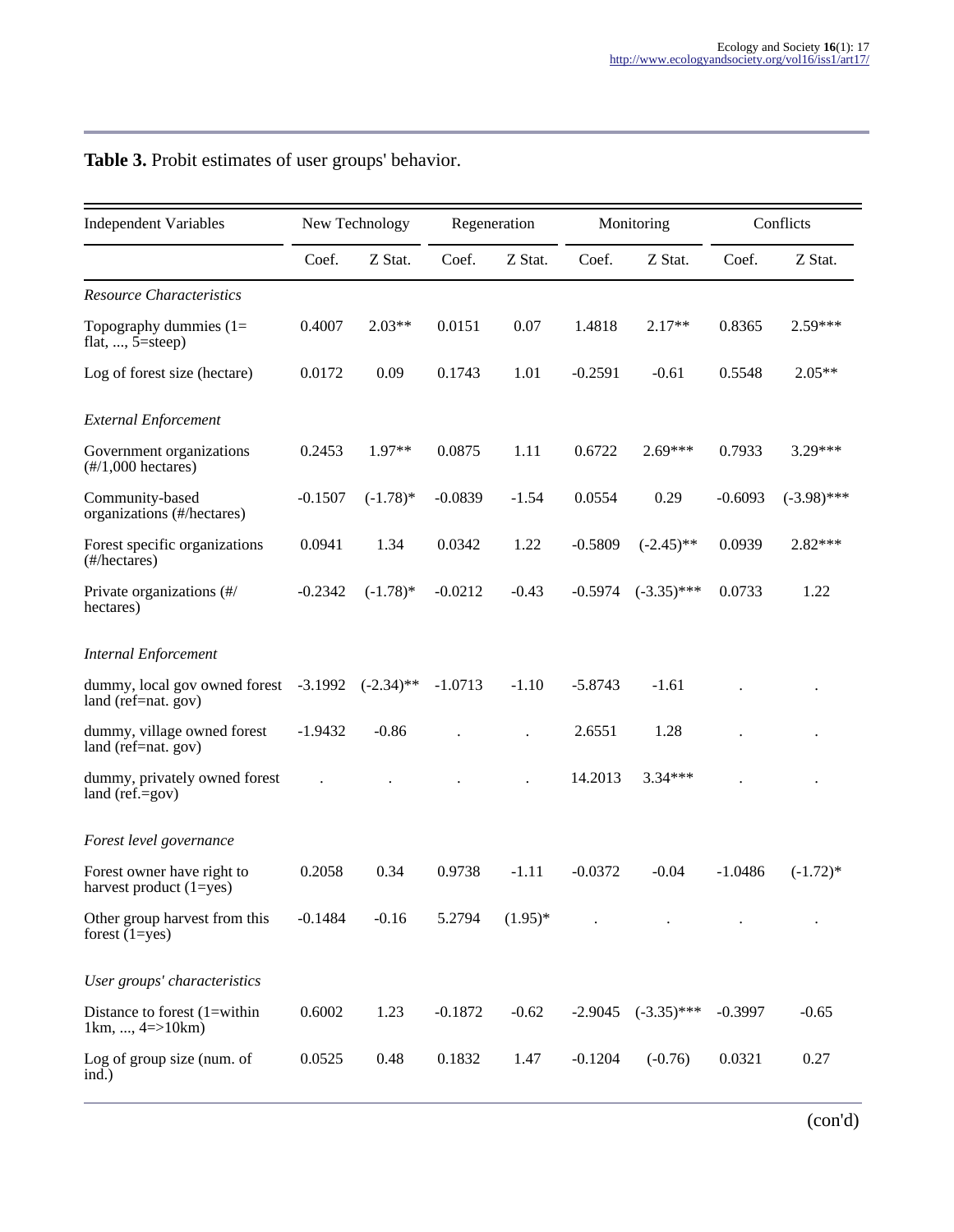**Table 3.** Probit estimates of user groups' behavior.

| Independent Variables | New Technology | | Regeneration | | Monitoring | | Conflicts | |
|---|---|---|---|---|---|---|---|---|
| | Coef. | Z Stat. | Coef. | Z Stat. | Coef. | Z Stat. | Coef. | Z Stat. |
| *Resource Characteristics* | | | | | | | | |
| Topography dummies (1= flat, ..., 5=steep) | 0.4007 | 2.03** | 0.0151 | 0.07 | 1.4818 | 2.17** | 0.8365 | 2.59*** |
| Log of forest size (hectare) | 0.0172 | 0.09 | 0.1743 | 1.01 | -0.2591 | -0.61 | 0.5548 | 2.05** |
| *External Enforcement* | | | | | | | | |
| Government organizations (#/1,000 hectares) | 0.2453 | 1.97** | 0.0875 | 1.11 | 0.6722 | 2.69*** | 0.7933 | 3.29*** |
| Community-based organizations (#/hectares) | -0.1507 | (-1.78)* | -0.0839 | -1.54 | 0.0554 | 0.29 | -0.6093 | (-3.98)*** |
| Forest specific organizations (#/hectares) | 0.0941 | 1.34 | 0.0342 | 1.22 | -0.5809 | (-2.45)** | 0.0939 | 2.82*** |
| Private organizations (#/ hectares) | -0.2342 | (-1.78)* | -0.0212 | -0.43 | -0.5974 | (-3.35)*** | 0.0733 | 1.22 |
| *Internal Enforcement* | | | | | | | | |
| dummy, local gov owned forest land (ref=nat. gov) | -3.1992 | (-2.34)** | -1.0713 | -1.10 | -5.8743 | -1.61 | . | . |
| dummy, village owned forest land (ref=nat. gov) | -1.9432 | -0.86 | . | . | 2.6551 | 1.28 | . | . |
| dummy, privately owned forest land (ref.=gov) | . | . | . | . | 14.2013 | 3.34*** | . | . |
| *Forest level governance* | | | | | | | | |
| Forest owner have right to harvest product (1=yes) | 0.2058 | 0.34 | 0.9738 | -1.11 | -0.0372 | -0.04 | -1.0486 | (-1.72)* |
| Other group harvest from this forest (1=yes) | -0.1484 | -0.16 | 5.2794 | (1.95)* | . | . | . | . |
| *User groups' characteristics* | | | | | | | | |
| Distance to forest (1=within 1km, ..., 4=>10km) | 0.6002 | 1.23 | -0.1872 | -0.62 | -2.9045 | (-3.35)*** | -0.3997 | -0.65 |
| Log of group size (num. of ind.) | 0.0525 | 0.48 | 0.1832 | 1.47 | -0.1204 | (-0.76) | 0.0321 | 0.27 |

(con'd)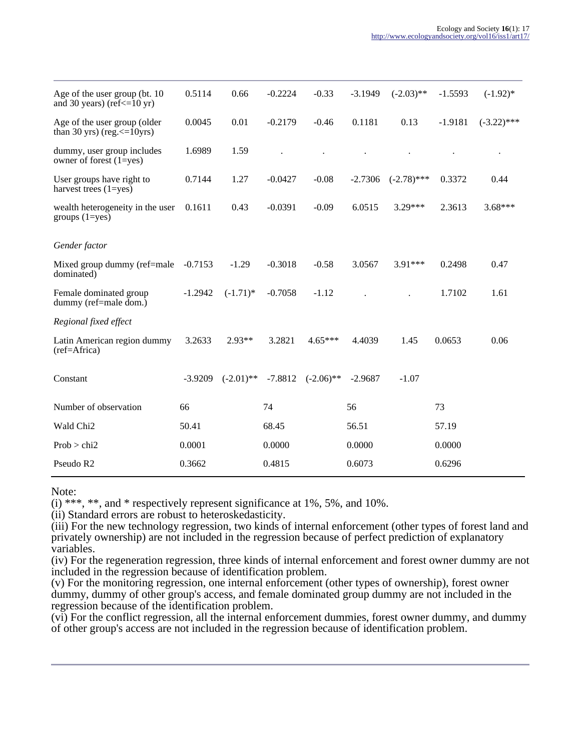| | | | | | | | | |
|---|---|---|---|---|---|---|---|---|
| Age of the user group (bt. 10 and 30 years) (ref<=10 yr) | 0.5114 | 0.66 | -0.2224 | -0.33 | -3.1949 | (-2.03)** | -1.5593 | (-1.92)* |
| Age of the user group (older than 30 yrs) (reg.<=10yrs) | 0.0045 | 0.01 | -0.2179 | -0.46 | 0.1181 | 0.13 | -1.9181 | (-3.22)*** |
| dummy, user group includes owner of forest (1=yes) | 1.6989 | 1.59 | . | . | . | . | . | . |
| User groups have right to harvest trees (1=yes) | 0.7144 | 1.27 | -0.0427 | -0.08 | -2.7306 | (-2.78)*** | 0.3372 | 0.44 |
| wealth heterogeneity in the user groups (1=yes) | 0.1611 | 0.43 | -0.0391 | -0.09 | 6.0515 | 3.29*** | 2.3613 | 3.68*** |
| *Gender factor* | | | | | | | | |
| Mixed group dummy (ref=male dominated) | -0.7153 | -1.29 | -0.3018 | -0.58 | 3.0567 | 3.91*** | 0.2498 | 0.47 |
| Female dominated group dummy (ref=male dom.) | -1.2942 | (-1.71)* | -0.7058 | -1.12 | . | . | 1.7102 | 1.61 |
| *Regional fixed effect* | | | | | | | | |
| Latin American region dummy (ref=Africa) | 3.2633 | 2.93** | 3.2821 | 4.65*** | 4.4039 | 1.45 | 0.0653 | 0.06 |
| Constant | -3.9209 | (-2.01)** | -7.8812 | (-2.06)** | -2.9687 | -1.07 | | |
| Number of observation | 66 | | 74 | | 56 | | 73 | |
| Wald Chi2 | 50.41 | | 68.45 | | 56.51 | | 57.19 | |
| Prob > chi2 | 0.0001 | | 0.0000 | | 0.0000 | | 0.0000 | |
| Pseudo R2 | 0.3662 | | 0.4815 | | 0.6073 | | 0.6296 | |

Note:
(i) ***, **, and * respectively represent significance at 1%, 5%, and 10%.
(ii) Standard errors are robust to heteroskedasticity.
(iii) For the new technology regression, two kinds of internal enforcement (other types of forest land and privately ownership) are not included in the regression because of perfect prediction of explanatory variables.
(iv) For the regeneration regression, three kinds of internal enforcement and forest owner dummy are not included in the regression because of identification problem.
(v) For the monitoring regression, one internal enforcement (other types of ownership), forest owner dummy, dummy of other group's access, and female dominated group dummy are not included in the regression because of the identification problem.
(vi) For the conflict regression, all the internal enforcement dummies, forest owner dummy, and dummy of other group's access are not included in the regression because of identification problem.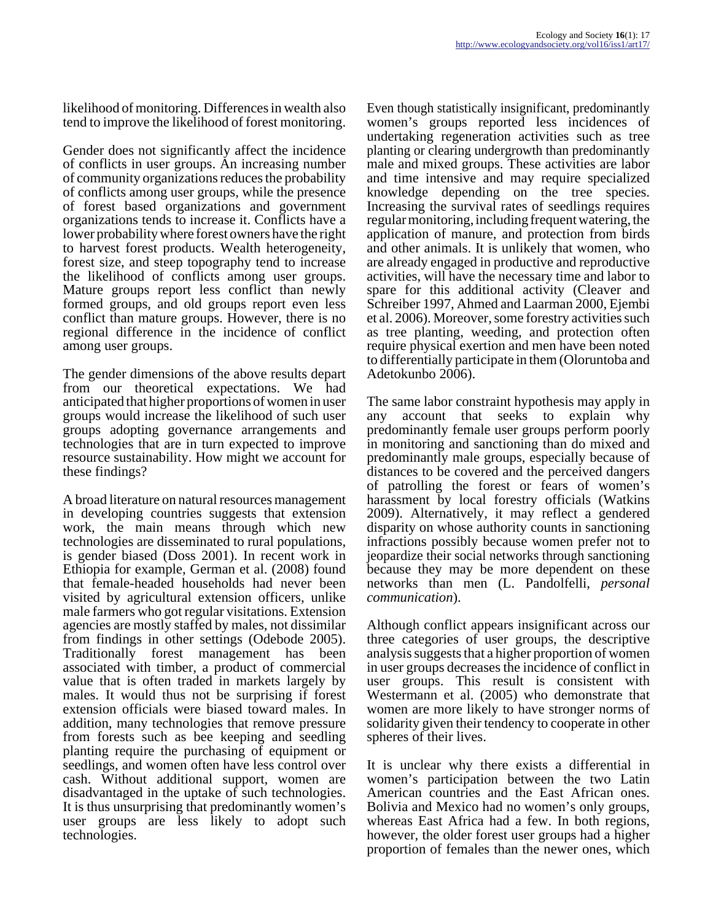likelihood of monitoring. Differences in wealth also tend to improve the likelihood of forest monitoring.

Gender does not significantly affect the incidence of conflicts in user groups. An increasing number of community organizations reduces the probability of conflicts among user groups, while the presence of forest based organizations and government organizations tends to increase it. Conflicts have a lower probability where forest owners have the right to harvest forest products. Wealth heterogeneity, forest size, and steep topography tend to increase the likelihood of conflicts among user groups. Mature groups report less conflict than newly formed groups, and old groups report even less conflict than mature groups. However, there is no regional difference in the incidence of conflict among user groups.

The gender dimensions of the above results depart from our theoretical expectations. We had anticipated that higher proportions of women in user groups would increase the likelihood of such user groups adopting governance arrangements and technologies that are in turn expected to improve resource sustainability. How might we account for these findings?

A broad literature on natural resources management in developing countries suggests that extension work, the main means through which new technologies are disseminated to rural populations, is gender biased (Doss 2001). In recent work in Ethiopia for example, German et al. (2008) found that female-headed households had never been visited by agricultural extension officers, unlike male farmers who got regular visitations. Extension agencies are mostly staffed by males, not dissimilar from findings in other settings (Odebode 2005). Traditionally forest management has been associated with timber, a product of commercial value that is often traded in markets largely by males. It would thus not be surprising if forest extension officials were biased toward males. In addition, many technologies that remove pressure from forests such as bee keeping and seedling planting require the purchasing of equipment or seedlings, and women often have less control over cash. Without additional support, women are disadvantaged in the uptake of such technologies. It is thus unsurprising that predominantly women's user groups are less likely to adopt such technologies.

Even though statistically insignificant, predominantly women's groups reported less incidences of undertaking regeneration activities such as tree planting or clearing undergrowth than predominantly male and mixed groups. These activities are labor and time intensive and may require specialized knowledge depending on the tree species. Increasing the survival rates of seedlings requires regular monitoring, including frequent watering, the application of manure, and protection from birds and other animals. It is unlikely that women, who are already engaged in productive and reproductive activities, will have the necessary time and labor to spare for this additional activity (Cleaver and Schreiber 1997, Ahmed and Laarman 2000, Ejembi et al. 2006). Moreover, some forestry activities such as tree planting, weeding, and protection often require physical exertion and men have been noted to differentially participate in them (Oloruntoba and Adetokunbo 2006).

The same labor constraint hypothesis may apply in any account that seeks to explain why predominantly female user groups perform poorly in monitoring and sanctioning than do mixed and predominantly male groups, especially because of distances to be covered and the perceived dangers of patrolling the forest or fears of women's harassment by local forestry officials (Watkins 2009). Alternatively, it may reflect a gendered disparity on whose authority counts in sanctioning infractions possibly because women prefer not to jeopardize their social networks through sanctioning because they may be more dependent on these networks than men (L. Pandolfelli, *personal communication*).

Although conflict appears insignificant across our three categories of user groups, the descriptive analysis suggests that a higher proportion of women in user groups decreases the incidence of conflict in user groups. This result is consistent with Westermann et al. (2005) who demonstrate that women are more likely to have stronger norms of solidarity given their tendency to cooperate in other spheres of their lives.

It is unclear why there exists a differential in women's participation between the two Latin American countries and the East African ones. Bolivia and Mexico had no women's only groups, whereas East Africa had a few. In both regions, however, the older forest user groups had a higher proportion of females than the newer ones, which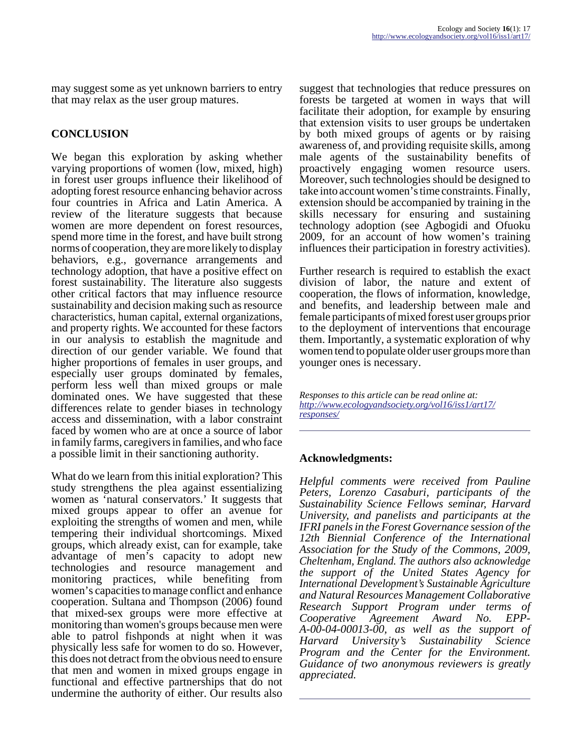may suggest some as yet unknown barriers to entry that may relax as the user group matures.

## CONCLUSION

We began this exploration by asking whether varying proportions of women (low, mixed, high) in forest user groups influence their likelihood of adopting forest resource enhancing behavior across four countries in Africa and Latin America. A review of the literature suggests that because women are more dependent on forest resources, spend more time in the forest, and have built strong norms of cooperation, they are more likely to display behaviors, e.g., governance arrangements and technology adoption, that have a positive effect on forest sustainability. The literature also suggests other critical factors that may influence resource sustainability and decision making such as resource characteristics, human capital, external organizations, and property rights. We accounted for these factors in our analysis to establish the magnitude and direction of our gender variable. We found that higher proportions of females in user groups, and especially user groups dominated by females, perform less well than mixed groups or male dominated ones. We have suggested that these differences relate to gender biases in technology access and dissemination, with a labor constraint faced by women who are at once a source of labor in family farms, caregivers in families, and who face a possible limit in their sanctioning authority.

What do we learn from this initial exploration? This study strengthens the plea against essentializing women as 'natural conservators.' It suggests that mixed groups appear to offer an avenue for exploiting the strengths of women and men, while tempering their individual shortcomings. Mixed groups, which already exist, can for example, take advantage of men's capacity to adopt new technologies and resource management and monitoring practices, while benefiting from women's capacities to manage conflict and enhance cooperation. Sultana and Thompson (2006) found that mixed-sex groups were more effective at monitoring than women's groups because men were able to patrol fishponds at night when it was physically less safe for women to do so. However, this does not detract from the obvious need to ensure that men and women in mixed groups engage in functional and effective partnerships that do not undermine the authority of either. Our results also suggest that technologies that reduce pressures on forests be targeted at women in ways that will facilitate their adoption, for example by ensuring that extension visits to user groups be undertaken by both mixed groups of agents or by raising awareness of, and providing requisite skills, among male agents of the sustainability benefits of proactively engaging women resource users. Moreover, such technologies should be designed to take into account women's time constraints. Finally, extension should be accompanied by training in the skills necessary for ensuring and sustaining technology adoption (see Agbogidi and Ofuoku 2009, for an account of how women's training influences their participation in forestry activities).

Further research is required to establish the exact division of labor, the nature and extent of cooperation, the flows of information, knowledge, and benefits, and leadership between male and female participants of mixed forest user groups prior to the deployment of interventions that encourage them. Importantly, a systematic exploration of why women tend to populate older user groups more than younger ones is necessary.

*Responses to this article can be read online at:*
*http://www.ecologyandsociety.org/vol16/iss1/art17/responses/*

---

**Acknowledgments:**

*Helpful comments were received from Pauline Peters, Lorenzo Casaburi, participants of the Sustainability Science Fellows seminar, Harvard University, and panelists and participants at the IFRI panels in the Forest Governance session of the 12th Biennial Conference of the International Association for the Study of the Commons, 2009, Cheltenham, England. The authors also acknowledge the support of the United States Agency for International Development's Sustainable Agriculture and Natural Resources Management Collaborative Research Support Program under terms of Cooperative Agreement Award No. EPP-A-00-04-00013-00, as well as the support of Harvard University's Sustainability Science Program and the Center for the Environment. Guidance of two anonymous reviewers is greatly appreciated.*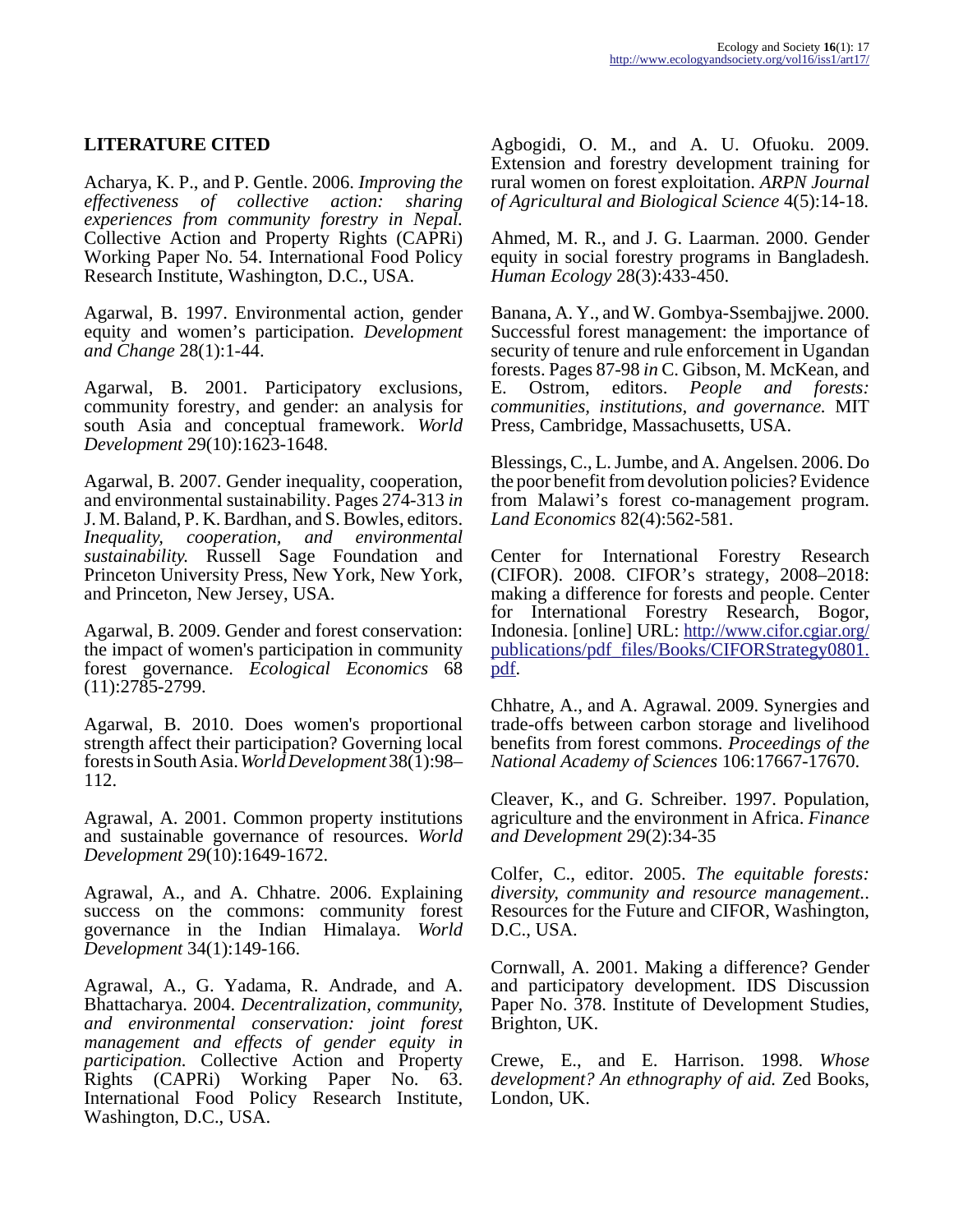## LITERATURE CITED

Acharya, K. P., and P. Gentle. 2006. *Improving the effectiveness of collective action: sharing experiences from community forestry in Nepal.* Collective Action and Property Rights (CAPRi) Working Paper No. 54. International Food Policy Research Institute, Washington, D.C., USA.

Agarwal, B. 1997. Environmental action, gender equity and women's participation. *Development and Change* 28(1):1-44.

Agarwal, B. 2001. Participatory exclusions, community forestry, and gender: an analysis for south Asia and conceptual framework. *World Development* 29(10):1623-1648.

Agarwal, B. 2007. Gender inequality, cooperation, and environmental sustainability. Pages 274-313 *in* J. M. Baland, P. K. Bardhan, and S. Bowles, editors. *Inequality, cooperation, and environmental sustainability.* Russell Sage Foundation and Princeton University Press, New York, New York, and Princeton, New Jersey, USA.

Agarwal, B. 2009. Gender and forest conservation: the impact of women's participation in community forest governance. *Ecological Economics* 68 (11):2785-2799.

Agarwal, B. 2010. Does women's proportional strength affect their participation? Governing local forests in South Asia. *World Development* 38(1):98–112.

Agrawal, A. 2001. Common property institutions and sustainable governance of resources. *World Development* 29(10):1649-1672.

Agrawal, A., and A. Chhatre. 2006. Explaining success on the commons: community forest governance in the Indian Himalaya. *World Development* 34(1):149-166.

Agrawal, A., G. Yadama, R. Andrade, and A. Bhattacharya. 2004. *Decentralization, community, and environmental conservation: joint forest management and effects of gender equity in participation.* Collective Action and Property Rights (CAPRi) Working Paper No. 63. International Food Policy Research Institute, Washington, D.C., USA.

Agbogidi, O. M., and A. U. Ofuoku. 2009. Extension and forestry development training for rural women on forest exploitation. *ARPN Journal of Agricultural and Biological Science* 4(5):14-18.

Ahmed, M. R., and J. G. Laarman. 2000. Gender equity in social forestry programs in Bangladesh. *Human Ecology* 28(3):433-450.

Banana, A. Y., and W. Gombya-Ssembajjwe. 2000. Successful forest management: the importance of security of tenure and rule enforcement in Ugandan forests. Pages 87-98 *in* C. Gibson, M. McKean, and E. Ostrom, editors. *People and forests: communities, institutions, and governance.* MIT Press, Cambridge, Massachusetts, USA.

Blessings, C., L. Jumbe, and A. Angelsen. 2006. Do the poor benefit from devolution policies? Evidence from Malawi's forest co-management program. *Land Economics* 82(4):562-581.

Center for International Forestry Research (CIFOR). 2008. CIFOR's strategy, 2008–2018: making a difference for forests and people. Center for International Forestry Research, Bogor, Indonesia. [online] URL: http://www.cifor.cgiar.org/publications/pdf_files/Books/CIFORStrategy0801.pdf.

Chhatre, A., and A. Agrawal. 2009. Synergies and trade-offs between carbon storage and livelihood benefits from forest commons. *Proceedings of the National Academy of Sciences* 106:17667-17670.

Cleaver, K., and G. Schreiber. 1997. Population, agriculture and the environment in Africa. *Finance and Development* 29(2):34-35

Colfer, C., editor. 2005. *The equitable forests: diversity, community and resource management..* Resources for the Future and CIFOR, Washington, D.C., USA.

Cornwall, A. 2001. Making a difference? Gender and participatory development. IDS Discussion Paper No. 378. Institute of Development Studies, Brighton, UK.

Crewe, E., and E. Harrison. 1998. *Whose development? An ethnography of aid.* Zed Books, London, UK.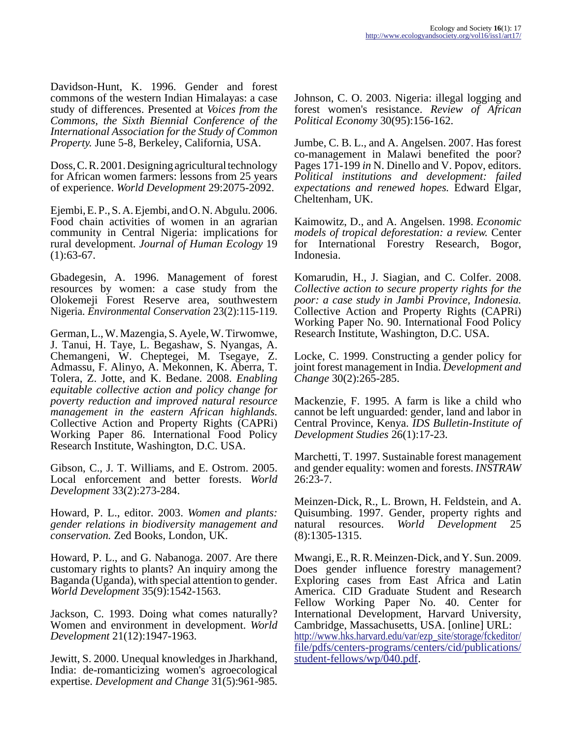Davidson-Hunt, K. 1996. Gender and forest commons of the western Indian Himalayas: a case study of differences. Presented at *Voices from the Commons, the Sixth Biennial Conference of the International Association for the Study of Common Property.* June 5-8, Berkeley, California, USA.

Doss, C. R. 2001. Designing agricultural technology for African women farmers: lessons from 25 years of experience. *World Development* 29:2075-2092.

Ejembi, E. P., S. A. Ejembi, and O. N. Abgulu. 2006. Food chain activities of women in an agrarian community in Central Nigeria: implications for rural development. *Journal of Human Ecology* 19 (1):63-67.

Gbadegesin, A. 1996. Management of forest resources by women: a case study from the Olokemeji Forest Reserve area, southwestern Nigeria. *Environmental Conservation* 23(2):115-119.

German, L., W. Mazengia, S. Ayele, W. Tirwomwe, J. Tanui, H. Taye, L. Begashaw, S. Nyangas, A. Chemangeni, W. Cheptegei, M. Tsegaye, Z. Admassu, F. Alinyo, A. Mekonnen, K. Aberra, T. Tolera, Z. Jotte, and K. Bedane. 2008. *Enabling equitable collective action and policy change for poverty reduction and improved natural resource management in the eastern African highlands.* Collective Action and Property Rights (CAPRi) Working Paper 86. International Food Policy Research Institute, Washington, D.C. USA.

Gibson, C., J. T. Williams, and E. Ostrom. 2005. Local enforcement and better forests. *World Development* 33(2):273-284.

Howard, P. L., editor. 2003. *Women and plants: gender relations in biodiversity management and conservation.* Zed Books, London, UK.

Howard, P. L., and G. Nabanoga. 2007. Are there customary rights to plants? An inquiry among the Baganda (Uganda), with special attention to gender. *World Development* 35(9):1542-1563.

Jackson, C. 1993. Doing what comes naturally? Women and environment in development. *World Development* 21(12):1947-1963.

Jewitt, S. 2000. Unequal knowledges in Jharkhand, India: de-romanticizing women's agroecological expertise. *Development and Change* 31(5):961-985.

Johnson, C. O. 2003. Nigeria: illegal logging and forest women's resistance. *Review of African Political Economy* 30(95):156-162.

Jumbe, C. B. L., and A. Angelsen. 2007. Has forest co-management in Malawi benefited the poor? Pages 171-199 *in* N. Dinello and V. Popov, editors. *Political institutions and development: failed expectations and renewed hopes.* Edward Elgar, Cheltenham, UK.

Kaimowitz, D., and A. Angelsen. 1998. *Economic models of tropical deforestation: a review.* Center for International Forestry Research, Bogor, Indonesia.

Komarudin, H., J. Siagian, and C. Colfer. 2008. *Collective action to secure property rights for the poor: a case study in Jambi Province, Indonesia.* Collective Action and Property Rights (CAPRi) Working Paper No. 90. International Food Policy Research Institute, Washington, D.C. USA.

Locke, C. 1999. Constructing a gender policy for joint forest management in India. *Development and Change* 30(2):265-285.

Mackenzie, F. 1995. A farm is like a child who cannot be left unguarded: gender, land and labor in Central Province, Kenya. *IDS Bulletin-Institute of Development Studies* 26(1):17-23.

Marchetti, T. 1997. Sustainable forest management and gender equality: women and forests. *INSTRAW* 26:23-7.

Meinzen-Dick, R., L. Brown, H. Feldstein, and A. Quisumbing. 1997. Gender, property rights and natural resources. *World Development* 25 (8):1305-1315.

Mwangi, E., R. R. Meinzen-Dick, and Y. Sun. 2009. Does gender influence forestry management? Exploring cases from East Africa and Latin America. CID Graduate Student and Research Fellow Working Paper No. 40. Center for International Development, Harvard University, Cambridge, Massachusetts, USA. [online] URL: http://www.hks.harvard.edu/var/ezp_site/storage/fckeditor/file/pdfs/centers-programs/centers/cid/publications/student-fellows/wp/040.pdf.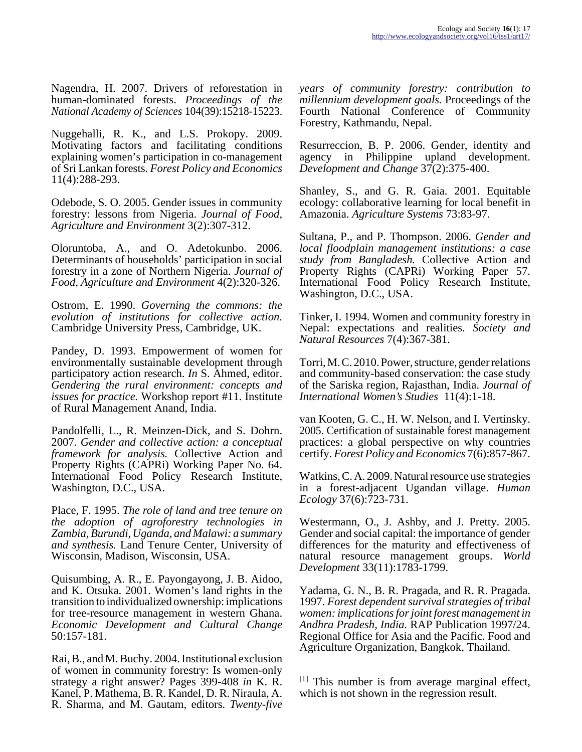Nagendra, H. 2007. Drivers of reforestation in human-dominated forests. *Proceedings of the National Academy of Sciences* 104(39):15218-15223.

Nuggehalli, R. K., and L.S. Prokopy. 2009. Motivating factors and facilitating conditions explaining women's participation in co-management of Sri Lankan forests. *Forest Policy and Economics* 11(4):288-293.

Odebode, S. O. 2005. Gender issues in community forestry: lessons from Nigeria. *Journal of Food, Agriculture and Environment* 3(2):307-312.

Oloruntoba, A., and O. Adetokunbo. 2006. Determinants of households' participation in social forestry in a zone of Northern Nigeria. *Journal of Food, Agriculture and Environment* 4(2):320-326.

Ostrom, E. 1990. *Governing the commons: the evolution of institutions for collective action.* Cambridge University Press, Cambridge, UK.

Pandey, D. 1993. Empowerment of women for environmentally sustainable development through participatory action research. *In* S. Ahmed, editor. *Gendering the rural environment: concepts and issues for practice.* Workshop report #11. Institute of Rural Management Anand, India.

Pandolfelli, L., R. Meinzen-Dick, and S. Dohrn. 2007. *Gender and collective action: a conceptual framework for analysis.* Collective Action and Property Rights (CAPRi) Working Paper No. 64. International Food Policy Research Institute, Washington, D.C., USA.

Place, F. 1995. *The role of land and tree tenure on the adoption of agroforestry technologies in Zambia, Burundi, Uganda, and Malawi: a summary and synthesis.* Land Tenure Center, University of Wisconsin, Madison, Wisconsin, USA.

Quisumbing, A. R., E. Payongayong, J. B. Aidoo, and K. Otsuka. 2001. Women's land rights in the transition to individualized ownership: implications for tree-resource management in western Ghana. *Economic Development and Cultural Change* 50:157-181.

Rai, B., and M. Buchy. 2004. Institutional exclusion of women in community forestry: Is women-only strategy a right answer? Pages 399-408 *in* K. R. Kanel, P. Mathema, B. R. Kandel, D. R. Niraula, A. R. Sharma, and M. Gautam, editors. *Twenty-five years of community forestry: contribution to millennium development goals.* Proceedings of the Fourth National Conference of Community Forestry, Kathmandu, Nepal.

Resurreccion, B. P. 2006. Gender, identity and agency in Philippine upland development. *Development and Change* 37(2):375-400.

Shanley, S., and G. R. Gaia. 2001. Equitable ecology: collaborative learning for local benefit in Amazonia. *Agriculture Systems* 73:83-97.

Sultana, P., and P. Thompson. 2006. *Gender and local floodplain management institutions: a case study from Bangladesh.* Collective Action and Property Rights (CAPRi) Working Paper 57. International Food Policy Research Institute, Washington, D.C., USA.

Tinker, I. 1994. Women and community forestry in Nepal: expectations and realities. *Society and Natural Resources* 7(4):367-381.

Torri, M. C. 2010. Power, structure, gender relations and community-based conservation: the case study of the Sariska region, Rajasthan, India. *Journal of International Women's Studies* 11(4):1-18.

van Kooten, G. C., H. W. Nelson, and I. Vertinsky. 2005. Certification of sustainable forest management practices: a global perspective on why countries certify. *Forest Policy and Economics* 7(6):857-867.

Watkins, C. A. 2009. Natural resource use strategies in a forest-adjacent Ugandan village. *Human Ecology* 37(6):723-731.

Westermann, O., J. Ashby, and J. Pretty. 2005. Gender and social capital: the importance of gender differences for the maturity and effectiveness of natural resource management groups. *World Development* 33(11):1783-1799.

Yadama, G. N., B. R. Pragada, and R. R. Pragada. 1997. *Forest dependent survival strategies of tribal women: implications for joint forest management in Andhra Pradesh, India.* RAP Publication 1997/24. Regional Office for Asia and the Pacific. Food and Agriculture Organization, Bangkok, Thailand.

[1] This number is from average marginal effect, which is not shown in the regression result.